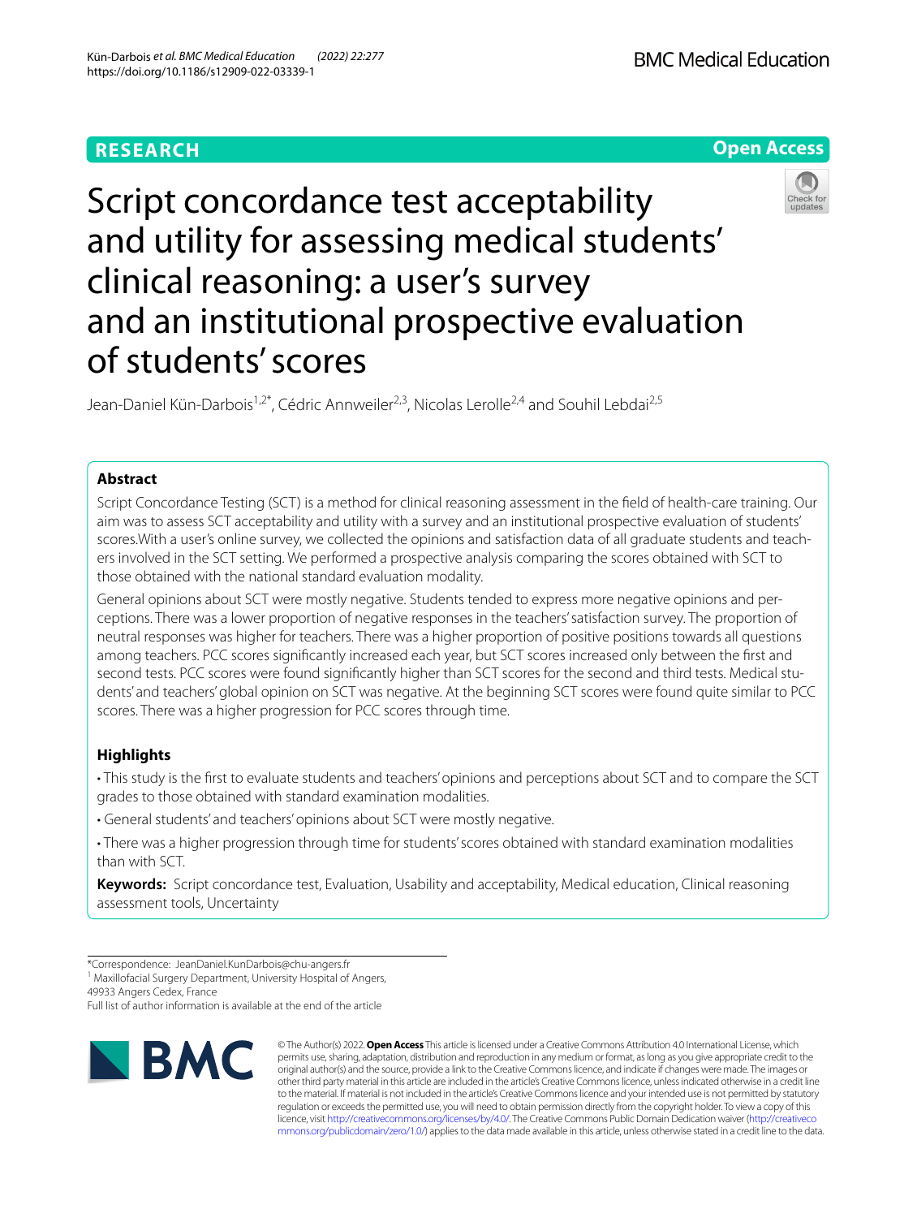# Script concordance test acceptability and utility for assessing medical students' clinical reasoning: a user's survey and an institutional prospective evaluation of students' scores

Jean-Daniel Kün-Darbois[1,2*], Cédric Annweiler[2,3], Nicolas Lerolle[2,4] and Souhil Lebdai[2,5]

## Abstract

Script Concordance Testing (SCT) is a method for clinical reasoning assessment in the field of health-care training. Our aim was to assess SCT acceptability and utility with a survey and an institutional prospective evaluation of students' scores.With a user's online survey, we collected the opinions and satisfaction data of all graduate students and teachers involved in the SCT setting. We performed a prospective analysis comparing the scores obtained with SCT to those obtained with the national standard evaluation modality.

General opinions about SCT were mostly negative. Students tended to express more negative opinions and perceptions. There was a lower proportion of negative responses in the teachers' satisfaction survey. The proportion of neutral responses was higher for teachers. There was a higher proportion of positive positions towards all questions among teachers. PCC scores significantly increased each year, but SCT scores increased only between the first and second tests. PCC scores were found significantly higher than SCT scores for the second and third tests. Medical students' and teachers' global opinion on SCT was negative. At the beginning SCT scores were found quite similar to PCC scores. There was a higher progression for PCC scores through time.

## Highlights

- This study is the first to evaluate students and teachers' opinions and perceptions about SCT and to compare the SCT grades to those obtained with standard examination modalities.
- General students' and teachers' opinions about SCT were mostly negative.
- There was a higher progression through time for students' scores obtained with standard examination modalities than with SCT.

**Keywords:** Script concordance test, Evaluation, Usability and acceptability, Medical education, Clinical reasoning assessment tools, Uncertainty

*Correspondence: JeanDaniel.KunDarbois@chu-angers.fr
[1] Maxillofacial Surgery Department, University Hospital of Angers, 49933 Angers Cedex, France
Full list of author information is available at the end of the article

© The Author(s) 2022. **Open Access** This article is licensed under a Creative Commons Attribution 4.0 International License, which permits use, sharing, adaptation, distribution and reproduction in any medium or format, as long as you give appropriate credit to the original author(s) and the source, provide a link to the Creative Commons licence, and indicate if changes were made. The images or other third party material in this article are included in the article's Creative Commons licence, unless indicated otherwise in a credit line to the material. If material is not included in the article's Creative Commons licence and your intended use is not permitted by statutory regulation or exceeds the permitted use, you will need to obtain permission directly from the copyright holder. To view a copy of this licence, visit http://creativecommons.org/licenses/by/4.0/. The Creative Commons Public Domain Dedication waiver (http://creativecommons.org/publicdomain/zero/1.0/) applies to the data made available in this article, unless otherwise stated in a credit line to the data.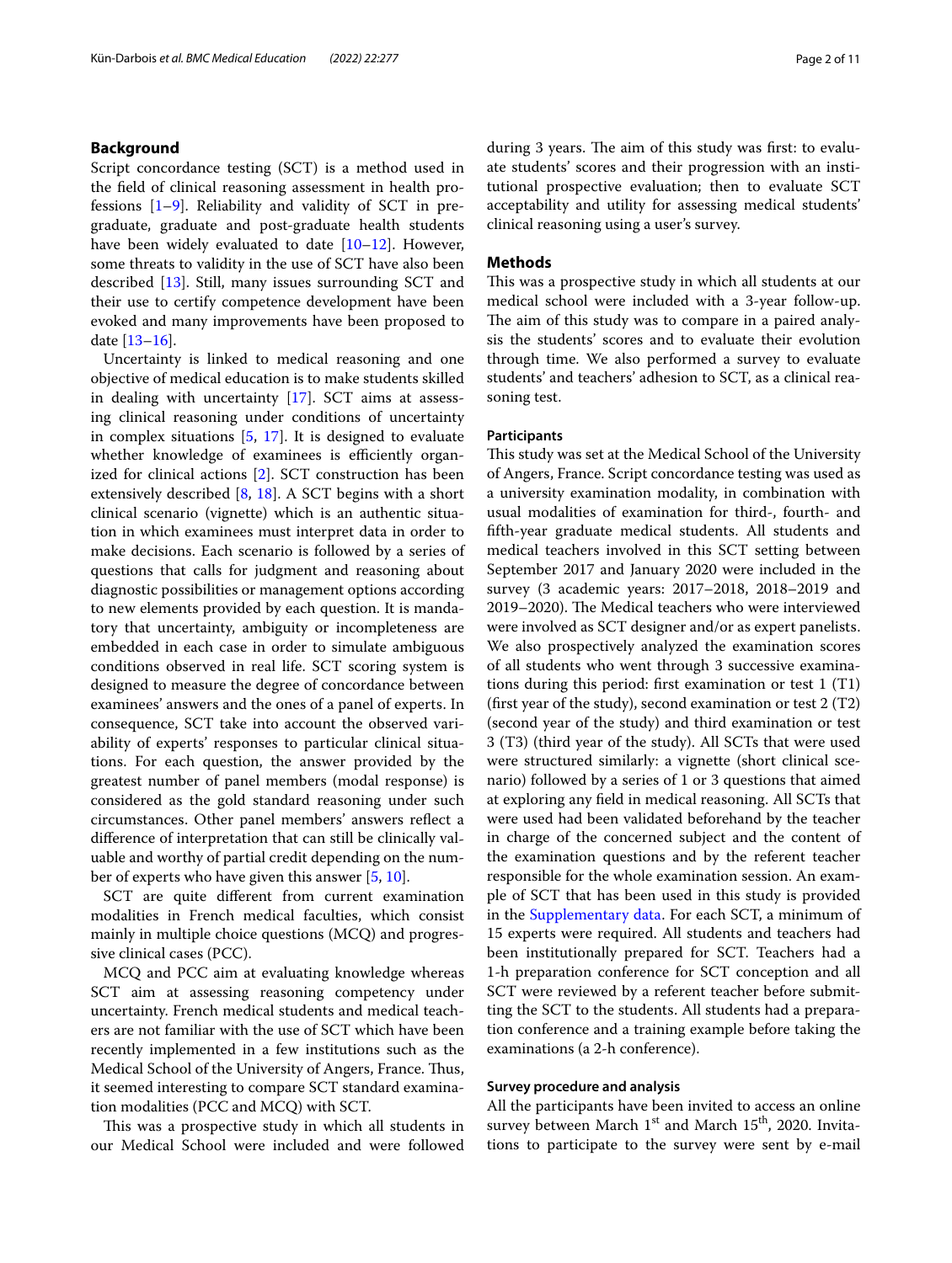## Background

Script concordance testing (SCT) is a method used in the field of clinical reasoning assessment in health professions [1–9]. Reliability and validity of SCT in pre-graduate, graduate and post-graduate health students have been widely evaluated to date [10–12]. However, some threats to validity in the use of SCT have also been described [13]. Still, many issues surrounding SCT and their use to certify competence development have been evoked and many improvements have been proposed to date [13–16].

Uncertainty is linked to medical reasoning and one objective of medical education is to make students skilled in dealing with uncertainty [17]. SCT aims at assessing clinical reasoning under conditions of uncertainty in complex situations [5, 17]. It is designed to evaluate whether knowledge of examinees is efficiently organized for clinical actions [2]. SCT construction has been extensively described [8, 18]. A SCT begins with a short clinical scenario (vignette) which is an authentic situation in which examinees must interpret data in order to make decisions. Each scenario is followed by a series of questions that calls for judgment and reasoning about diagnostic possibilities or management options according to new elements provided by each question. It is mandatory that uncertainty, ambiguity or incompleteness are embedded in each case in order to simulate ambiguous conditions observed in real life. SCT scoring system is designed to measure the degree of concordance between examinees' answers and the ones of a panel of experts. In consequence, SCT take into account the observed variability of experts' responses to particular clinical situations. For each question, the answer provided by the greatest number of panel members (modal response) is considered as the gold standard reasoning under such circumstances. Other panel members' answers reflect a difference of interpretation that can still be clinically valuable and worthy of partial credit depending on the number of experts who have given this answer [5, 10].

SCT are quite different from current examination modalities in French medical faculties, which consist mainly in multiple choice questions (MCQ) and progressive clinical cases (PCC).

MCQ and PCC aim at evaluating knowledge whereas SCT aim at assessing reasoning competency under uncertainty. French medical students and medical teachers are not familiar with the use of SCT which have been recently implemented in a few institutions such as the Medical School of the University of Angers, France. Thus, it seemed interesting to compare SCT standard examination modalities (PCC and MCQ) with SCT.

This was a prospective study in which all students in our Medical School were included and were followed during 3 years. The aim of this study was first: to evaluate students' scores and their progression with an institutional prospective evaluation; then to evaluate SCT acceptability and utility for assessing medical students' clinical reasoning using a user's survey.

## Methods

This was a prospective study in which all students at our medical school were included with a 3-year follow-up. The aim of this study was to compare in a paired analysis the students' scores and to evaluate their evolution through time. We also performed a survey to evaluate students' and teachers' adhesion to SCT, as a clinical reasoning test.

### Participants

This study was set at the Medical School of the University of Angers, France. Script concordance testing was used as a university examination modality, in combination with usual modalities of examination for third-, fourth- and fifth-year graduate medical students. All students and medical teachers involved in this SCT setting between September 2017 and January 2020 were included in the survey (3 academic years: 2017–2018, 2018–2019 and 2019–2020). The Medical teachers who were interviewed were involved as SCT designer and/or as expert panelists. We also prospectively analyzed the examination scores of all students who went through 3 successive examinations during this period: first examination or test 1 (T1) (first year of the study), second examination or test 2 (T2) (second year of the study) and third examination or test 3 (T3) (third year of the study). All SCTs that were used were structured similarly: a vignette (short clinical scenario) followed by a series of 1 or 3 questions that aimed at exploring any field in medical reasoning. All SCTs that were used had been validated beforehand by the teacher in charge of the concerned subject and the content of the examination questions and by the referent teacher responsible for the whole examination session. An example of SCT that has been used in this study is provided in the Supplementary data. For each SCT, a minimum of 15 experts were required. All students and teachers had been institutionally prepared for SCT. Teachers had a 1-h preparation conference for SCT conception and all SCT were reviewed by a referent teacher before submitting the SCT to the students. All students had a preparation conference and a training example before taking the examinations (a 2-h conference).

### Survey procedure and analysis

All the participants have been invited to access an online survey between March 1st and March 15th, 2020. Invitations to participate to the survey were sent by e-mail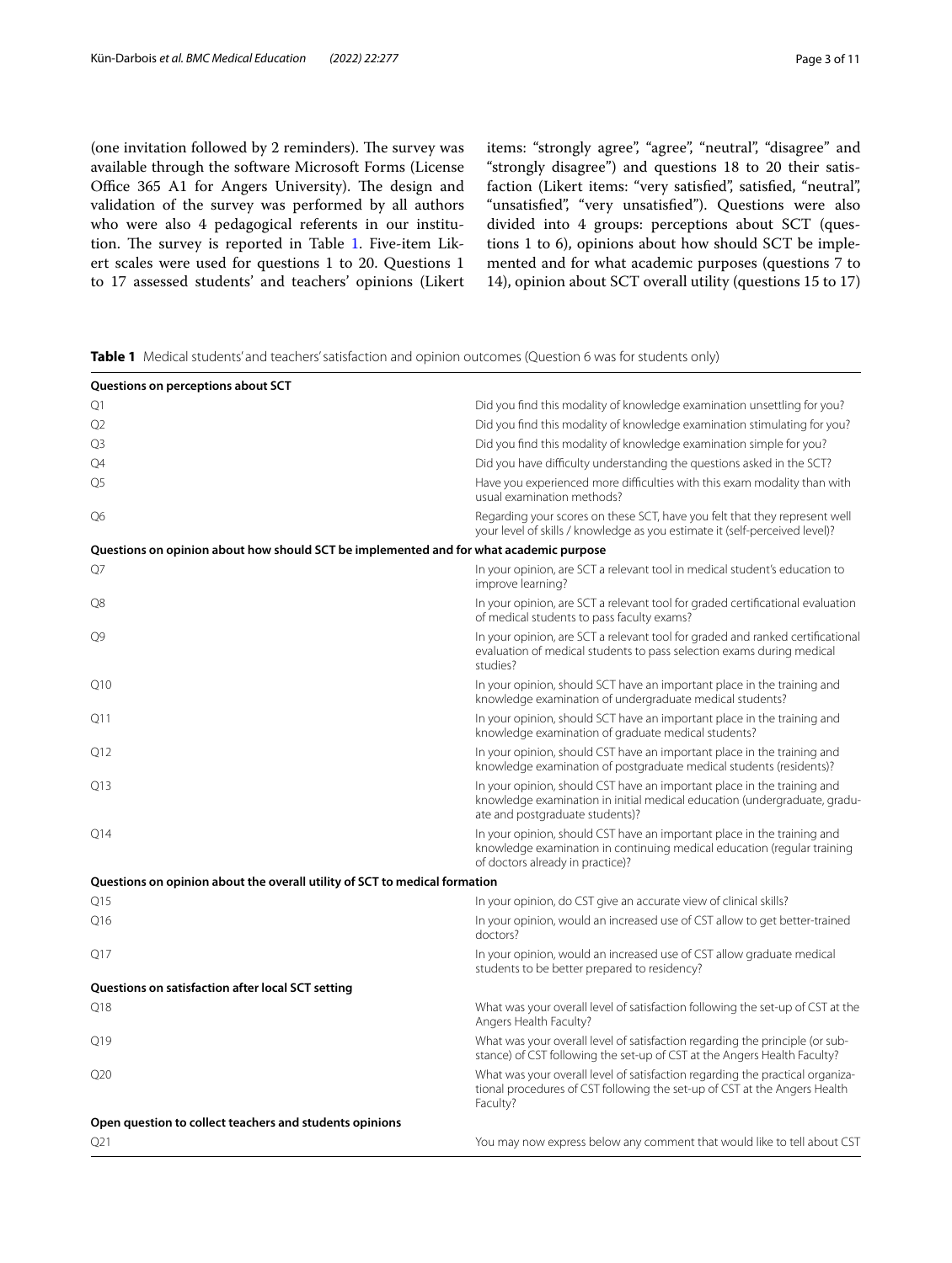(one invitation followed by 2 reminders). The survey was available through the software Microsoft Forms (License Office 365 A1 for Angers University). The design and validation of the survey was performed by all authors who were also 4 pedagogical referents in our institution. The survey is reported in Table 1. Five-item Likert scales were used for questions 1 to 20. Questions 1 to 17 assessed students' and teachers' opinions (Likert items: "strongly agree", "agree", "neutral", "disagree" and "strongly disagree") and questions 18 to 20 their satisfaction (Likert items: "very satisfied", satisfied, "neutral", "unsatisfied", "very unsatisfied"). Questions were also divided into 4 groups: perceptions about SCT (questions 1 to 6), opinions about how should SCT be implemented and for what academic purposes (questions 7 to 14), opinion about SCT overall utility (questions 15 to 17)

**Table 1** Medical students' and teachers' satisfaction and opinion outcomes (Question 6 was for students only)

| | |
|---|---|
| **Questions on perceptions about SCT** | |
| Q1 | Did you find this modality of knowledge examination unsettling for you? |
| Q2 | Did you find this modality of knowledge examination stimulating for you? |
| Q3 | Did you find this modality of knowledge examination simple for you? |
| Q4 | Did you have difficulty understanding the questions asked in the SCT? |
| Q5 | Have you experienced more difficulties with this exam modality than with usual examination methods? |
| Q6 | Regarding your scores on these SCT, have you felt that they represent well your level of skills / knowledge as you estimate it (self-perceived level)? |
| **Questions on opinion about how should SCT be implemented and for what academic purpose** | |
| Q7 | In your opinion, are SCT a relevant tool in medical student's education to improve learning? |
| Q8 | In your opinion, are SCT a relevant tool for graded certificational evaluation of medical students to pass faculty exams? |
| Q9 | In your opinion, are SCT a relevant tool for graded and ranked certificational evaluation of medical students to pass selection exams during medical studies? |
| Q10 | In your opinion, should SCT have an important place in the training and knowledge examination of undergraduate medical students? |
| Q11 | In your opinion, should SCT have an important place in the training and knowledge examination of graduate medical students? |
| Q12 | In your opinion, should CST have an important place in the training and knowledge examination of postgraduate medical students (residents)? |
| Q13 | In your opinion, should CST have an important place in the training and knowledge examination in initial medical education (undergraduate, graduate and postgraduate students)? |
| Q14 | In your opinion, should CST have an important place in the training and knowledge examination in continuing medical education (regular training of doctors already in practice)? |
| **Questions on opinion about the overall utility of SCT to medical formation** | |
| Q15 | In your opinion, do CST give an accurate view of clinical skills? |
| Q16 | In your opinion, would an increased use of CST allow to get better-trained doctors? |
| Q17 | In your opinion, would an increased use of CST allow graduate medical students to be better prepared to residency? |
| **Questions on satisfaction after local SCT setting** | |
| Q18 | What was your overall level of satisfaction following the set-up of CST at the Angers Health Faculty? |
| Q19 | What was your overall level of satisfaction regarding the principle (or substance) of CST following the set-up of CST at the Angers Health Faculty? |
| Q20 | What was your overall level of satisfaction regarding the practical organizational procedures of CST following the set-up of CST at the Angers Health Faculty? |
| **Open question to collect teachers and students opinions** | |
| Q21 | You may now express below any comment that would like to tell about CST |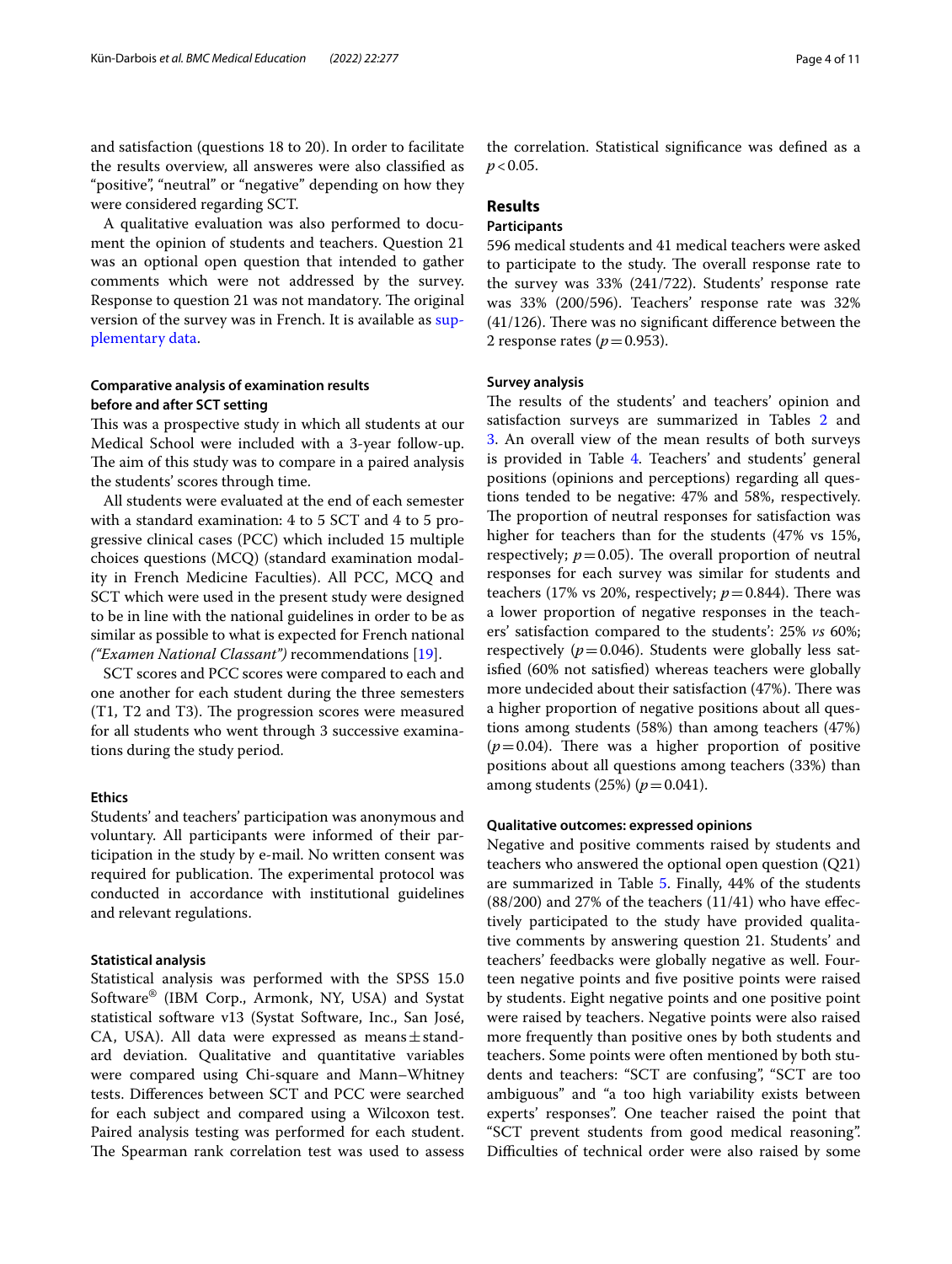and satisfaction (questions 18 to 20). In order to facilitate the results overview, all answeres were also classified as "positive", "neutral" or "negative" depending on how they were considered regarding SCT.

A qualitative evaluation was also performed to document the opinion of students and teachers. Question 21 was an optional open question that intended to gather comments which were not addressed by the survey. Response to question 21 was not mandatory. The original version of the survey was in French. It is available as supplementary data.

### Comparative analysis of examination results before and after SCT setting

This was a prospective study in which all students at our Medical School were included with a 3-year follow-up. The aim of this study was to compare in a paired analysis the students' scores through time.

All students were evaluated at the end of each semester with a standard examination: 4 to 5 SCT and 4 to 5 progressive clinical cases (PCC) which included 15 multiple choices questions (MCQ) (standard examination modality in French Medicine Faculties). All PCC, MCQ and SCT which were used in the present study were designed to be in line with the national guidelines in order to be as similar as possible to what is expected for French national *("Examen National Classant")* recommendations [19].

SCT scores and PCC scores were compared to each and one another for each student during the three semesters (T1, T2 and T3). The progression scores were measured for all students who went through 3 successive examinations during the study period.

### Ethics

Students' and teachers' participation was anonymous and voluntary. All participants were informed of their participation in the study by e-mail. No written consent was required for publication. The experimental protocol was conducted in accordance with institutional guidelines and relevant regulations.

### Statistical analysis

Statistical analysis was performed with the SPSS 15.0 Software® (IBM Corp., Armonk, NY, USA) and Systat statistical software v13 (Systat Software, Inc., San José, CA, USA). All data were expressed as means ± standard deviation. Qualitative and quantitative variables were compared using Chi-square and Mann–Whitney tests. Differences between SCT and PCC were searched for each subject and compared using a Wilcoxon test. Paired analysis testing was performed for each student. The Spearman rank correlation test was used to assess the correlation. Statistical significance was defined as a $p < 0.05$.

## Results

### Participants

596 medical students and 41 medical teachers were asked to participate to the study. The overall response rate to the survey was 33% (241/722). Students' response rate was 33% (200/596). Teachers' response rate was 32% (41/126). There was no significant difference between the 2 response rates ($p = 0.953$).

### Survey analysis

The results of the students' and teachers' opinion and satisfaction surveys are summarized in Tables 2 and 3. An overall view of the mean results of both surveys is provided in Table 4. Teachers' and students' general positions (opinions and perceptions) regarding all questions tended to be negative: 47% and 58%, respectively. The proportion of neutral responses for satisfaction was higher for teachers than for the students (47% vs 15%, respectively; $p = 0.05$). The overall proportion of neutral responses for each survey was similar for students and teachers (17% vs 20%, respectively; $p = 0.844$). There was a lower proportion of negative responses in the teachers' satisfaction compared to the students': 25% *vs* 60%; respectively ($p = 0.046$). Students were globally less satisfied (60% not satisfied) whereas teachers were globally more undecided about their satisfaction (47%). There was a higher proportion of negative positions about all questions among students (58%) than among teachers (47%) ($p = 0.04$). There was a higher proportion of positive positions about all questions among teachers (33%) than among students (25%) ($p = 0.041$).

### Qualitative outcomes: expressed opinions

Negative and positive comments raised by students and teachers who answered the optional open question (Q21) are summarized in Table 5. Finally, 44% of the students (88/200) and 27% of the teachers (11/41) who have effectively participated to the study have provided qualitative comments by answering question 21. Students' and teachers' feedbacks were globally negative as well. Fourteen negative points and five positive points were raised by students. Eight negative points and one positive point were raised by teachers. Negative points were also raised more frequently than positive ones by both students and teachers. Some points were often mentioned by both students and teachers: "SCT are confusing", "SCT are too ambiguous" and "a too high variability exists between experts' responses". One teacher raised the point that "SCT prevent students from good medical reasoning". Difficulties of technical order were also raised by some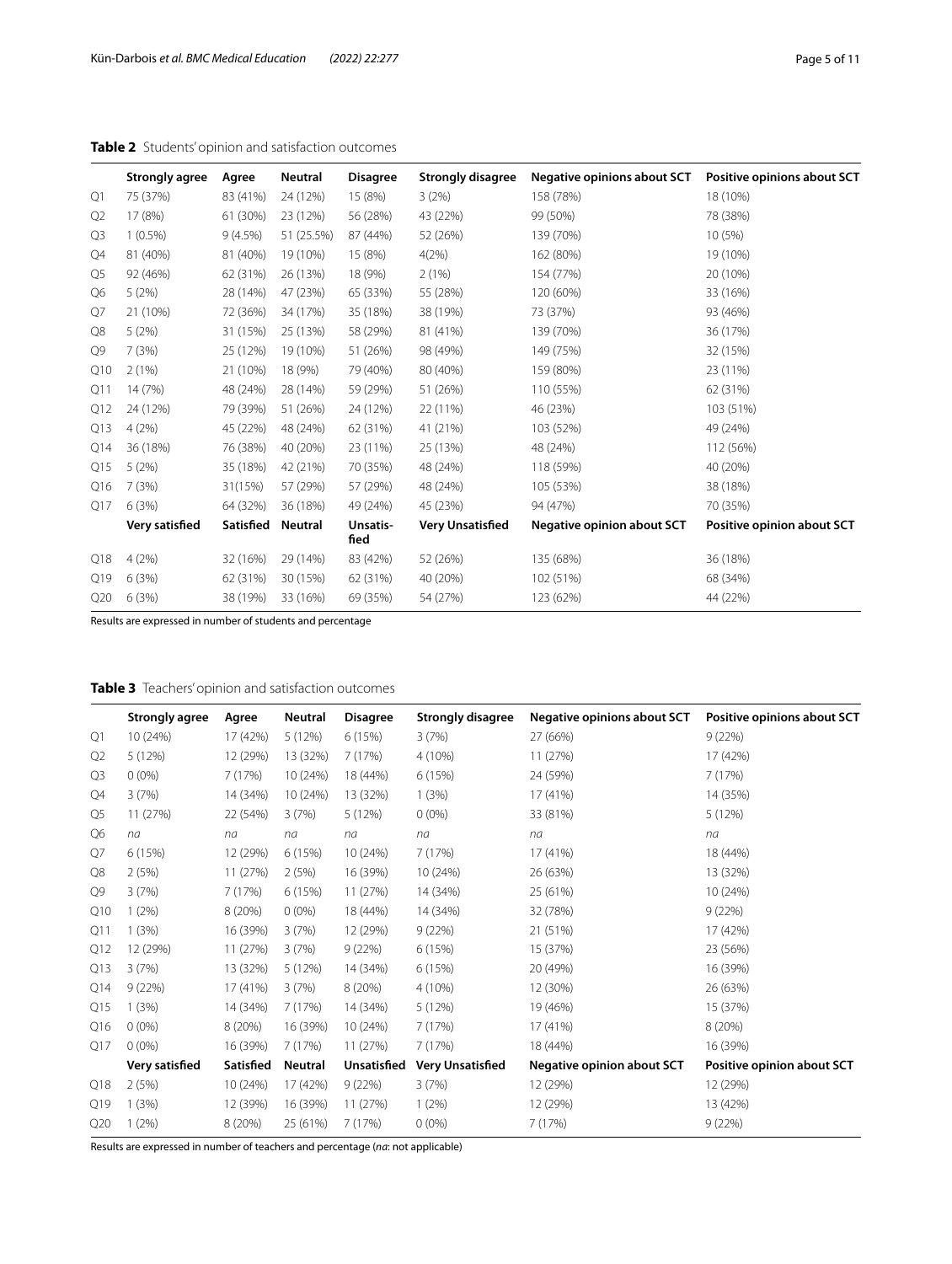**Table 2** Students' opinion and satisfaction outcomes

| | Strongly agree | Agree | Neutral | Disagree | Strongly disagree | Negative opinions about SCT | Positive opinions about SCT |
|---|---|---|---|---|---|---|---|
| Q1 | 75 (37%) | 83 (41%) | 24 (12%) | 15 (8%) | 3 (2%) | 158 (78%) | 18 (10%) |
| Q2 | 17 (8%) | 61 (30%) | 23 (12%) | 56 (28%) | 43 (22%) | 99 (50%) | 78 (38%) |
| Q3 | 1 (0.5%) | 9 (4.5%) | 51 (25.5%) | 87 (44%) | 52 (26%) | 139 (70%) | 10 (5%) |
| Q4 | 81 (40%) | 81 (40%) | 19 (10%) | 15 (8%) | 4(2%) | 162 (80%) | 19 (10%) |
| Q5 | 92 (46%) | 62 (31%) | 26 (13%) | 18 (9%) | 2 (1%) | 154 (77%) | 20 (10%) |
| Q6 | 5 (2%) | 28 (14%) | 47 (23%) | 65 (33%) | 55 (28%) | 120 (60%) | 33 (16%) |
| Q7 | 21 (10%) | 72 (36%) | 34 (17%) | 35 (18%) | 38 (19%) | 73 (37%) | 93 (46%) |
| Q8 | 5 (2%) | 31 (15%) | 25 (13%) | 58 (29%) | 81 (41%) | 139 (70%) | 36 (17%) |
| Q9 | 7 (3%) | 25 (12%) | 19 (10%) | 51 (26%) | 98 (49%) | 149 (75%) | 32 (15%) |
| Q10 | 2 (1%) | 21 (10%) | 18 (9%) | 79 (40%) | 80 (40%) | 159 (80%) | 23 (11%) |
| Q11 | 14 (7%) | 48 (24%) | 28 (14%) | 59 (29%) | 51 (26%) | 110 (55%) | 62 (31%) |
| Q12 | 24 (12%) | 79 (39%) | 51 (26%) | 24 (12%) | 22 (11%) | 46 (23%) | 103 (51%) |
| Q13 | 4 (2%) | 45 (22%) | 48 (24%) | 62 (31%) | 41 (21%) | 103 (52%) | 49 (24%) |
| Q14 | 36 (18%) | 76 (38%) | 40 (20%) | 23 (11%) | 25 (13%) | 48 (24%) | 112 (56%) |
| Q15 | 5 (2%) | 35 (18%) | 42 (21%) | 70 (35%) | 48 (24%) | 118 (59%) | 40 (20%) |
| Q16 | 7 (3%) | 31(15%) | 57 (29%) | 57 (29%) | 48 (24%) | 105 (53%) | 38 (18%) |
| Q17 | 6 (3%) | 64 (32%) | 36 (18%) | 49 (24%) | 45 (23%) | 94 (47%) | 70 (35%) |
| | **Very satisfied** | **Satisfied** | **Neutral** | **Unsatisfied** | **Very Unsatisfied** | **Negative opinion about SCT** | **Positive opinion about SCT** |
| Q18 | 4 (2%) | 32 (16%) | 29 (14%) | 83 (42%) | 52 (26%) | 135 (68%) | 36 (18%) |
| Q19 | 6 (3%) | 62 (31%) | 30 (15%) | 62 (31%) | 40 (20%) | 102 (51%) | 68 (34%) |
| Q20 | 6 (3%) | 38 (19%) | 33 (16%) | 69 (35%) | 54 (27%) | 123 (62%) | 44 (22%) |

Results are expressed in number of students and percentage

**Table 3** Teachers' opinion and satisfaction outcomes

| | Strongly agree | Agree | Neutral | Disagree | Strongly disagree | Negative opinions about SCT | Positive opinions about SCT |
|---|---|---|---|---|---|---|---|
| Q1 | 10 (24%) | 17 (42%) | 5 (12%) | 6 (15%) | 3 (7%) | 27 (66%) | 9 (22%) |
| Q2 | 5 (12%) | 12 (29%) | 13 (32%) | 7 (17%) | 4 (10%) | 11 (27%) | 17 (42%) |
| Q3 | 0 (0%) | 7 (17%) | 10 (24%) | 18 (44%) | 6 (15%) | 24 (59%) | 7 (17%) |
| Q4 | 3 (7%) | 14 (34%) | 10 (24%) | 13 (32%) | 1 (3%) | 17 (41%) | 14 (35%) |
| Q5 | 11 (27%) | 22 (54%) | 3 (7%) | 5 (12%) | 0 (0%) | 33 (81%) | 5 (12%) |
| Q6 | *na* | *na* | *na* | *na* | *na* | *na* | *na* |
| Q7 | 6 (15%) | 12 (29%) | 6 (15%) | 10 (24%) | 7 (17%) | 17 (41%) | 18 (44%) |
| Q8 | 2 (5%) | 11 (27%) | 2 (5%) | 16 (39%) | 10 (24%) | 26 (63%) | 13 (32%) |
| Q9 | 3 (7%) | 7 (17%) | 6 (15%) | 11 (27%) | 14 (34%) | 25 (61%) | 10 (24%) |
| Q10 | 1 (2%) | 8 (20%) | 0 (0%) | 18 (44%) | 14 (34%) | 32 (78%) | 9 (22%) |
| Q11 | 1 (3%) | 16 (39%) | 3 (7%) | 12 (29%) | 9 (22%) | 21 (51%) | 17 (42%) |
| Q12 | 12 (29%) | 11 (27%) | 3 (7%) | 9 (22%) | 6 (15%) | 15 (37%) | 23 (56%) |
| Q13 | 3 (7%) | 13 (32%) | 5 (12%) | 14 (34%) | 6 (15%) | 20 (49%) | 16 (39%) |
| Q14 | 9 (22%) | 17 (41%) | 3 (7%) | 8 (20%) | 4 (10%) | 12 (30%) | 26 (63%) |
| Q15 | 1 (3%) | 14 (34%) | 7 (17%) | 14 (34%) | 5 (12%) | 19 (46%) | 15 (37%) |
| Q16 | 0 (0%) | 8 (20%) | 16 (39%) | 10 (24%) | 7 (17%) | 17 (41%) | 8 (20%) |
| Q17 | 0 (0%) | 16 (39%) | 7 (17%) | 11 (27%) | 7 (17%) | 18 (44%) | 16 (39%) |
| | **Very satisfied** | **Satisfied** | **Neutral** | **Unsatisfied** | **Very Unsatisfied** | **Negative opinion about SCT** | **Positive opinion about SCT** |
| Q18 | 2 (5%) | 10 (24%) | 17 (42%) | 9 (22%) | 3 (7%) | 12 (29%) | 12 (29%) |
| Q19 | 1 (3%) | 12 (39%) | 16 (39%) | 11 (27%) | 1 (2%) | 12 (29%) | 13 (42%) |
| Q20 | 1 (2%) | 8 (20%) | 25 (61%) | 7 (17%) | 0 (0%) | 7 (17%) | 9 (22%) |

Results are expressed in number of teachers and percentage (*na*: not applicable)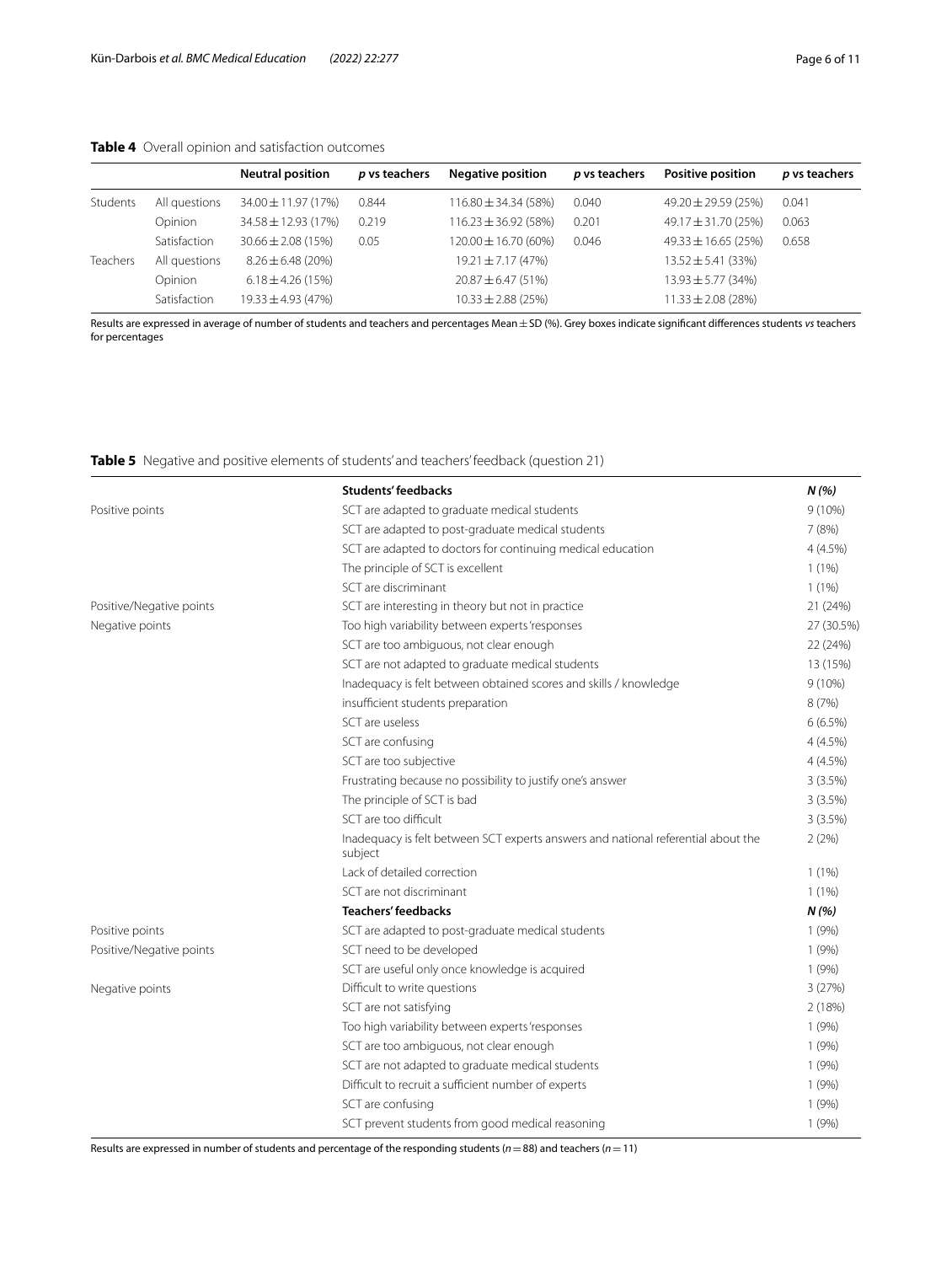**Table 4** Overall opinion and satisfaction outcomes

| | | Neutral position | *p* vs teachers | Negative position | *p* vs teachers | Positive position | *p* vs teachers |
|---|---|---|---|---|---|---|---|
| Students | All questions | 34.00 ± 11.97 (17%) | 0.844 | 116.80 ± 34.34 (58%) | 0.040 | 49.20 ± 29.59 (25%) | 0.041 |
| | Opinion | 34.58 ± 12.93 (17%) | 0.219 | 116.23 ± 36.92 (58%) | 0.201 | 49.17 ± 31.70 (25%) | 0.063 |
| | Satisfaction | 30.66 ± 2.08 (15%) | 0.05 | 120.00 ± 16.70 (60%) | 0.046 | 49.33 ± 16.65 (25%) | 0.658 |
| Teachers | All questions | 8.26 ± 6.48 (20%) | | 19.21 ± 7.17 (47%) | | 13.52 ± 5.41 (33%) | |
| | Opinion | 6.18 ± 4.26 (15%) | | 20.87 ± 6.47 (51%) | | 13.93 ± 5.77 (34%) | |
| | Satisfaction | 19.33 ± 4.93 (47%) | | 10.33 ± 2.88 (25%) | | 11.33 ± 2.08 (28%) | |

Results are expressed in average of number of students and teachers and percentages Mean ± SD (%). Grey boxes indicate significant differences students *vs* teachers for percentages

**Table 5** Negative and positive elements of students' and teachers' feedback (question 21)

| | Students' feedbacks | *N (%)* |
|---|---|---|
| Positive points | SCT are adapted to graduate medical students | 9 (10%) |
| | SCT are adapted to post-graduate medical students | 7 (8%) |
| | SCT are adapted to doctors for continuing medical education | 4 (4.5%) |
| | The principle of SCT is excellent | 1 (1%) |
| | SCT are discriminant | 1 (1%) |
| Positive/Negative points | SCT are interesting in theory but not in practice | 21 (24%) |
| Negative points | Too high variability between experts 'responses | 27 (30.5%) |
| | SCT are too ambiguous, not clear enough | 22 (24%) |
| | SCT are not adapted to graduate medical students | 13 (15%) |
| | Inadequacy is felt between obtained scores and skills / knowledge | 9 (10%) |
| | insufficient students preparation | 8 (7%) |
| | SCT are useless | 6 (6.5%) |
| | SCT are confusing | 4 (4.5%) |
| | SCT are too subjective | 4 (4.5%) |
| | Frustrating because no possibility to justify one's answer | 3 (3.5%) |
| | The principle of SCT is bad | 3 (3.5%) |
| | SCT are too difficult | 3 (3.5%) |
| | Inadequacy is felt between SCT experts answers and national referential about the subject | 2 (2%) |
| | Lack of detailed correction | 1 (1%) |
| | SCT are not discriminant | 1 (1%) |
| | **Teachers' feedbacks** | ***N (%)*** |
| Positive points | SCT are adapted to post-graduate medical students | 1 (9%) |
| Positive/Negative points | SCT need to be developed | 1 (9%) |
| | SCT are useful only once knowledge is acquired | 1 (9%) |
| Negative points | Difficult to write questions | 3 (27%) |
| | SCT are not satisfying | 2 (18%) |
| | Too high variability between experts 'responses | 1 (9%) |
| | SCT are too ambiguous, not clear enough | 1 (9%) |
| | SCT are not adapted to graduate medical students | 1 (9%) |
| | Difficult to recruit a sufficient number of experts | 1 (9%) |
| | SCT are confusing | 1 (9%) |
| | SCT prevent students from good medical reasoning | 1 (9%) |

Results are expressed in number of students and percentage of the responding students ($n = 88$) and teachers ($n = 11$)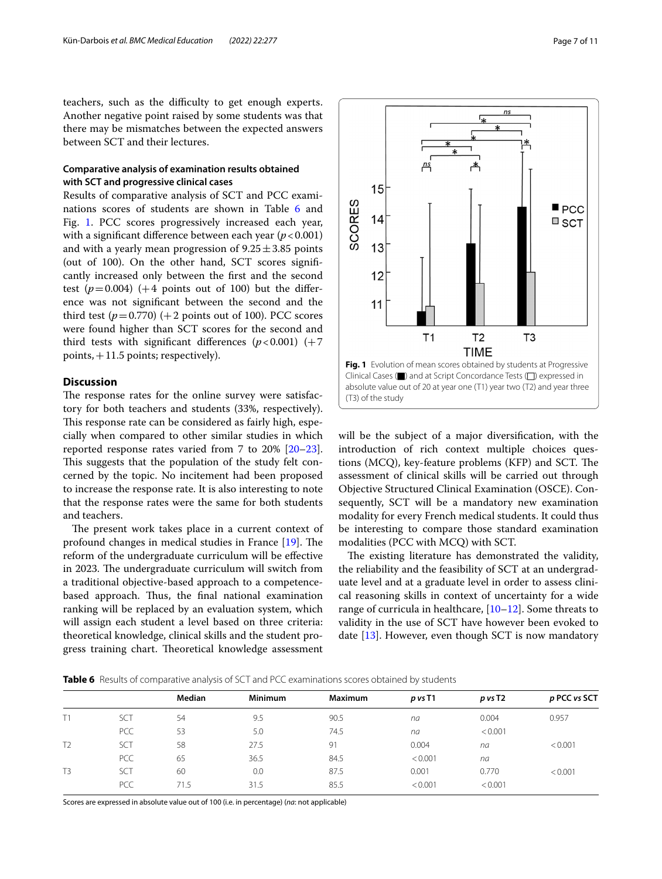teachers, such as the difficulty to get enough experts. Another negative point raised by some students was that there may be mismatches between the expected answers between SCT and their lectures.

### Comparative analysis of examination results obtained with SCT and progressive clinical cases

Results of comparative analysis of SCT and PCC examinations scores of students are shown in Table 6 and Fig. 1. PCC scores progressively increased each year, with a significant difference between each year ($p<0.001$) and with a yearly mean progression of $9.25 \pm 3.85$ points (out of 100). On the other hand, SCT scores significantly increased only between the first and the second test ($p=0.004$) (+4 points out of 100) but the difference was not significant between the second and the third test ($p=0.770$) (+2 points out of 100). PCC scores were found higher than SCT scores for the second and third tests with significant differences ($p<0.001$) (+7 points, +11.5 points; respectively).

Fig. 1 Evolution of mean scores obtained by students at Progressive Clinical Cases (■) and at Script Concordance Tests (□) expressed in absolute value out of 20 at year one (T1) year two (T2) and year three (T3) of the study

## Discussion

The response rates for the online survey were satisfactory for both teachers and students (33%, respectively). This response rate can be considered as fairly high, especially when compared to other similar studies in which reported response rates varied from 7 to 20% [20–23]. This suggests that the population of the study felt concerned by the topic. No incitement had been proposed to increase the response rate. It is also interesting to note that the response rates were the same for both students and teachers.

The present work takes place in a current context of profound changes in medical studies in France [19]. The reform of the undergraduate curriculum will be effective in 2023. The undergraduate curriculum will switch from a traditional objective-based approach to a competence-based approach. Thus, the final national examination ranking will be replaced by an evaluation system, which will assign each student a level based on three criteria: theoretical knowledge, clinical skills and the student progress training chart. Theoretical knowledge assessment will be the subject of a major diversification, with the introduction of rich context multiple choices questions (MCQ), key-feature problems (KFP) and SCT. The assessment of clinical skills will be carried out through Objective Structured Clinical Examination (OSCE). Consequently, SCT will be a mandatory new examination modality for every French medical students. It could thus be interesting to compare those standard examination modalities (PCC with MCQ) with SCT.

The existing literature has demonstrated the validity, the reliability and the feasibility of SCT at an undergraduate level and at a graduate level in order to assess clinical reasoning skills in context of uncertainty for a wide range of curricula in healthcare, [10–12]. Some threats to validity in the use of SCT have however been evoked to date [13]. However, even though SCT is now mandatory

**Table 6** Results of comparative analysis of SCT and PCC examinations scores obtained by students

| | | Median | Minimum | Maximum | *p vs* T1 | *p vs* T2 | *p* PCC *vs* SCT |
|---|---|---|---|---|---|---|---|
| T1 | SCT | 54 | 9.5 | 90.5 | *na* | 0.004 | 0.957 |
| | PCC | 53 | 5.0 | 74.5 | *na* | <0.001 | |
| T2 | SCT | 58 | 27.5 | 91 | 0.004 | *na* | <0.001 |
| | PCC | 65 | 36.5 | 84.5 | <0.001 | *na* | |
| T3 | SCT | 60 | 0.0 | 87.5 | 0.001 | 0.770 | <0.001 |
| | PCC | 71.5 | 31.5 | 85.5 | <0.001 | <0.001 | |

Scores are expressed in absolute value out of 100 (i.e. in percentage) (*na*: not applicable)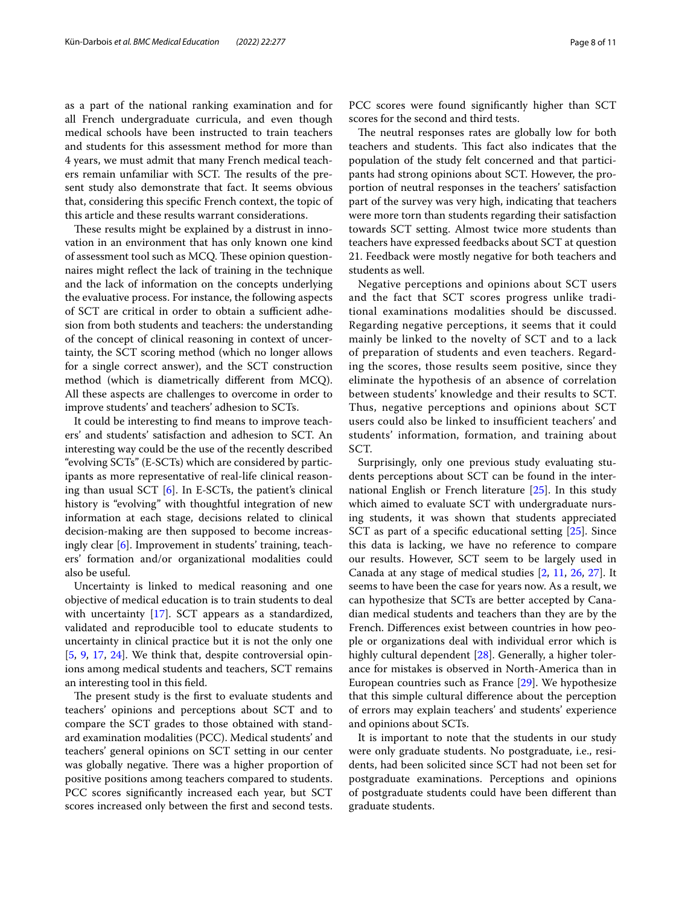as a part of the national ranking examination and for all French undergraduate curricula, and even though medical schools have been instructed to train teachers and students for this assessment method for more than 4 years, we must admit that many French medical teachers remain unfamiliar with SCT. The results of the present study also demonstrate that fact. It seems obvious that, considering this specific French context, the topic of this article and these results warrant considerations.

These results might be explained by a distrust in innovation in an environment that has only known one kind of assessment tool such as MCQ. These opinion questionnaires might reflect the lack of training in the technique and the lack of information on the concepts underlying the evaluative process. For instance, the following aspects of SCT are critical in order to obtain a sufficient adhesion from both students and teachers: the understanding of the concept of clinical reasoning in context of uncertainty, the SCT scoring method (which no longer allows for a single correct answer), and the SCT construction method (which is diametrically different from MCQ). All these aspects are challenges to overcome in order to improve students' and teachers' adhesion to SCTs.

It could be interesting to find means to improve teachers' and students' satisfaction and adhesion to SCT. An interesting way could be the use of the recently described "evolving SCTs" (E-SCTs) which are considered by participants as more representative of real-life clinical reasoning than usual SCT [6]. In E-SCTs, the patient's clinical history is "evolving" with thoughtful integration of new information at each stage, decisions related to clinical decision-making are then supposed to become increasingly clear [6]. Improvement in students' training, teachers' formation and/or organizational modalities could also be useful.

Uncertainty is linked to medical reasoning and one objective of medical education is to train students to deal with uncertainty [17]. SCT appears as a standardized, validated and reproducible tool to educate students to uncertainty in clinical practice but it is not the only one [5, 9, 17, 24]. We think that, despite controversial opinions among medical students and teachers, SCT remains an interesting tool in this field.

The present study is the first to evaluate students and teachers' opinions and perceptions about SCT and to compare the SCT grades to those obtained with standard examination modalities (PCC). Medical students' and teachers' general opinions on SCT setting in our center was globally negative. There was a higher proportion of positive positions among teachers compared to students. PCC scores significantly increased each year, but SCT scores increased only between the first and second tests. PCC scores were found significantly higher than SCT scores for the second and third tests.

The neutral responses rates are globally low for both teachers and students. This fact also indicates that the population of the study felt concerned and that participants had strong opinions about SCT. However, the proportion of neutral responses in the teachers' satisfaction part of the survey was very high, indicating that teachers were more torn than students regarding their satisfaction towards SCT setting. Almost twice more students than teachers have expressed feedbacks about SCT at question 21. Feedback were mostly negative for both teachers and students as well.

Negative perceptions and opinions about SCT users and the fact that SCT scores progress unlike traditional examinations modalities should be discussed. Regarding negative perceptions, it seems that it could mainly be linked to the novelty of SCT and to a lack of preparation of students and even teachers. Regarding the scores, those results seem positive, since they eliminate the hypothesis of an absence of correlation between students' knowledge and their results to SCT. Thus, negative perceptions and opinions about SCT users could also be linked to insufficient teachers' and students' information, formation, and training about SCT.

Surprisingly, only one previous study evaluating students perceptions about SCT can be found in the international English or French literature [25]. In this study which aimed to evaluate SCT with undergraduate nursing students, it was shown that students appreciated SCT as part of a specific educational setting [25]. Since this data is lacking, we have no reference to compare our results. However, SCT seem to be largely used in Canada at any stage of medical studies [2, 11, 26, 27]. It seems to have been the case for years now. As a result, we can hypothesize that SCTs are better accepted by Canadian medical students and teachers than they are by the French. Differences exist between countries in how people or organizations deal with individual error which is highly cultural dependent [28]. Generally, a higher tolerance for mistakes is observed in North-America than in European countries such as France [29]. We hypothesize that this simple cultural difference about the perception of errors may explain teachers' and students' experience and opinions about SCTs.

It is important to note that the students in our study were only graduate students. No postgraduate, i.e., residents, had been solicited since SCT had not been set for postgraduate examinations. Perceptions and opinions of postgraduate students could have been different than graduate students.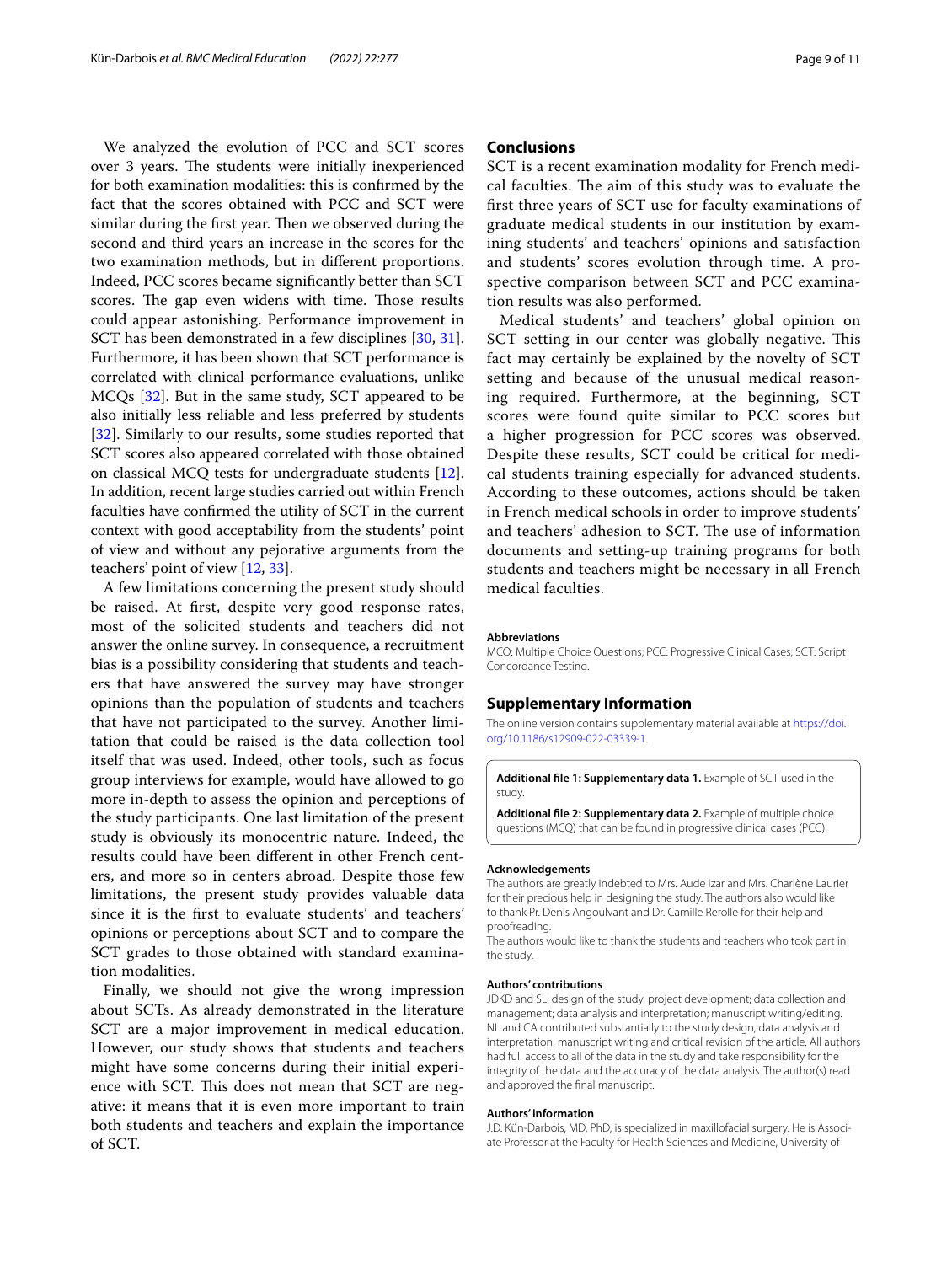We analyzed the evolution of PCC and SCT scores over 3 years. The students were initially inexperienced for both examination modalities: this is confirmed by the fact that the scores obtained with PCC and SCT were similar during the first year. Then we observed during the second and third years an increase in the scores for the two examination methods, but in different proportions. Indeed, PCC scores became significantly better than SCT scores. The gap even widens with time. Those results could appear astonishing. Performance improvement in SCT has been demonstrated in a few disciplines [30, 31]. Furthermore, it has been shown that SCT performance is correlated with clinical performance evaluations, unlike MCQs [32]. But in the same study, SCT appeared to be also initially less reliable and less preferred by students [32]. Similarly to our results, some studies reported that SCT scores also appeared correlated with those obtained on classical MCQ tests for undergraduate students [12]. In addition, recent large studies carried out within French faculties have confirmed the utility of SCT in the current context with good acceptability from the students' point of view and without any pejorative arguments from the teachers' point of view [12, 33].

A few limitations concerning the present study should be raised. At first, despite very good response rates, most of the solicited students and teachers did not answer the online survey. In consequence, a recruitment bias is a possibility considering that students and teachers that have answered the survey may have stronger opinions than the population of students and teachers that have not participated to the survey. Another limitation that could be raised is the data collection tool itself that was used. Indeed, other tools, such as focus group interviews for example, would have allowed to go more in-depth to assess the opinion and perceptions of the study participants. One last limitation of the present study is obviously its monocentric nature. Indeed, the results could have been different in other French centers, and more so in centers abroad. Despite those few limitations, the present study provides valuable data since it is the first to evaluate students' and teachers' opinions or perceptions about SCT and to compare the SCT grades to those obtained with standard examination modalities.

Finally, we should not give the wrong impression about SCTs. As already demonstrated in the literature SCT are a major improvement in medical education. However, our study shows that students and teachers might have some concerns during their initial experience with SCT. This does not mean that SCT are negative: it means that it is even more important to train both students and teachers and explain the importance of SCT.

## Conclusions

SCT is a recent examination modality for French medical faculties. The aim of this study was to evaluate the first three years of SCT use for faculty examinations of graduate medical students in our institution by examining students' and teachers' opinions and satisfaction and students' scores evolution through time. A prospective comparison between SCT and PCC examination results was also performed.

Medical students' and teachers' global opinion on SCT setting in our center was globally negative. This fact may certainly be explained by the novelty of SCT setting and because of the unusual medical reasoning required. Furthermore, at the beginning, SCT scores were found quite similar to PCC scores but a higher progression for PCC scores was observed. Despite these results, SCT could be critical for medical students training especially for advanced students. According to these outcomes, actions should be taken in French medical schools in order to improve students' and teachers' adhesion to SCT. The use of information documents and setting-up training programs for both students and teachers might be necessary in all French medical faculties.

#### Abbreviations

MCQ: Multiple Choice Questions; PCC: Progressive Clinical Cases; SCT: Script Concordance Testing.

## Supplementary Information

The online version contains supplementary material available at https://doi.org/10.1186/s12909-022-03339-1.

**Additional file 1: Supplementary data 1.** Example of SCT used in the study.

**Additional file 2: Supplementary data 2.** Example of multiple choice questions (MCQ) that can be found in progressive clinical cases (PCC).

#### Acknowledgements

The authors are greatly indebted to Mrs. Aude Izar and Mrs. Charlène Laurier for their precious help in designing the study. The authors also would like to thank Pr. Denis Angoulvant and Dr. Camille Rerolle for their help and proofreading.

The authors would like to thank the students and teachers who took part in the study.

#### Authors' contributions

JDKD and SL: design of the study, project development; data collection and management; data analysis and interpretation; manuscript writing/editing. NL and CA contributed substantially to the study design, data analysis and interpretation, manuscript writing and critical revision of the article. All authors had full access to all of the data in the study and take responsibility for the integrity of the data and the accuracy of the data analysis. The author(s) read and approved the final manuscript.

#### Authors' information

J.D. Kün-Darbois, MD, PhD, is specialized in maxillofacial surgery. He is Associate Professor at the Faculty for Health Sciences and Medicine, University of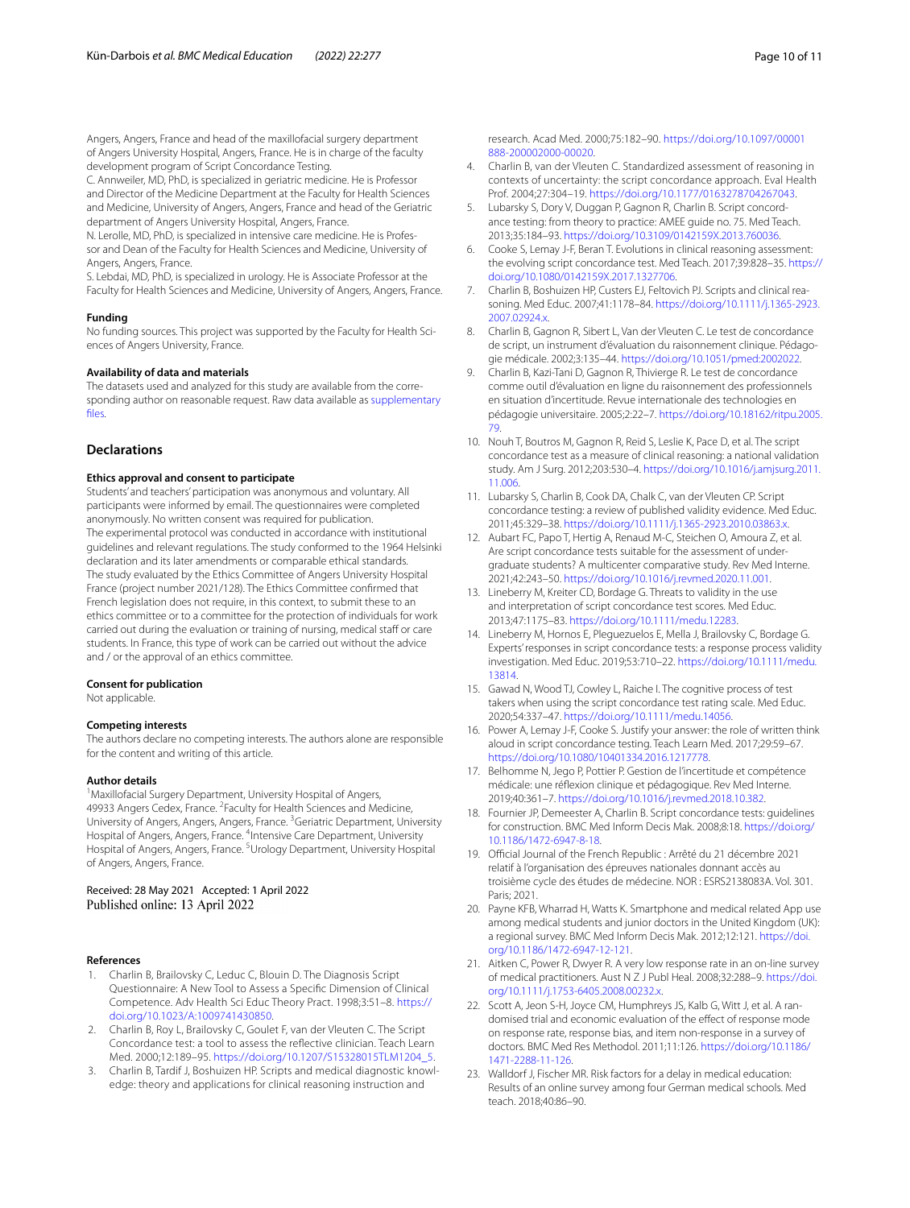Angers, Angers, France and head of the maxillofacial surgery department of Angers University Hospital, Angers, France. He is in charge of the faculty development program of Script Concordance Testing.

C. Annweiler, MD, PhD, is specialized in geriatric medicine. He is Professor and Director of the Medicine Department at the Faculty for Health Sciences and Medicine, University of Angers, Angers, France and head of the Geriatric department of Angers University Hospital, Angers, France.

N. Lerolle, MD, PhD, is specialized in intensive care medicine. He is Professor and Dean of the Faculty for Health Sciences and Medicine, University of Angers, Angers, France.

S. Lebdai, MD, PhD, is specialized in urology. He is Associate Professor at the Faculty for Health Sciences and Medicine, University of Angers, Angers, France.

### Funding

No funding sources. This project was supported by the Faculty for Health Sciences of Angers University, France.

### Availability of data and materials

The datasets used and analyzed for this study are available from the corresponding author on reasonable request. Raw data available as supplementary files.

## Declarations

### Ethics approval and consent to participate

Students' and teachers' participation was anonymous and voluntary. All participants were informed by email. The questionnaires were completed anonymously. No written consent was required for publication.

The experimental protocol was conducted in accordance with institutional guidelines and relevant regulations. The study conformed to the 1964 Helsinki declaration and its later amendments or comparable ethical standards.

The study evaluated by the Ethics Committee of Angers University Hospital France (project number 2021/128). The Ethics Committee confirmed that French legislation does not require, in this context, to submit these to an ethics committee or to a committee for the protection of individuals for work carried out during the evaluation or training of nursing, medical staff or care students. In France, this type of work can be carried out without the advice and / or the approval of an ethics committee.

### Consent for publication

Not applicable.

### Competing interests

The authors declare no competing interests. The authors alone are responsible for the content and writing of this article.

### Author details

[1]Maxillofacial Surgery Department, University Hospital of Angers, 49933 Angers Cedex, France. [2]Faculty for Health Sciences and Medicine, University of Angers, Angers, Angers, France. [3]Geriatric Department, University Hospital of Angers, Angers, France. [4]Intensive Care Department, University Hospital of Angers, Angers, France. [5]Urology Department, University Hospital of Angers, Angers, France.

Received: 28 May 2021 Accepted: 1 April 2022
Published online: 13 April 2022

### References

1. Charlin B, Brailovsky C, Leduc C, Blouin D. The Diagnosis Script Questionnaire: A New Tool to Assess a Specific Dimension of Clinical Competence. Adv Health Sci Educ Theory Pract. 1998;3:51–8. https://doi.org/10.1023/A:1009741430850.
2. Charlin B, Roy L, Brailovsky C, Goulet F, van der Vleuten C. The Script Concordance test: a tool to assess the reflective clinician. Teach Learn Med. 2000;12:189–95. https://doi.org/10.1207/S15328015TLM1204_5.
3. Charlin B, Tardif J, Boshuizen HP. Scripts and medical diagnostic knowledge: theory and applications for clinical reasoning instruction and research. Acad Med. 2000;75:182–90. https://doi.org/10.1097/00001888-200002000-00020.
4. Charlin B, van der Vleuten C. Standardized assessment of reasoning in contexts of uncertainty: the script concordance approach. Eval Health Prof. 2004;27:304–19. https://doi.org/10.1177/0163278704267043.
5. Lubarsky S, Dory V, Duggan P, Gagnon R, Charlin B. Script concordance testing: from theory to practice: AMEE guide no. 75. Med Teach. 2013;35:184–93. https://doi.org/10.3109/0142159X.2013.760036.
6. Cooke S, Lemay J-F, Beran T. Evolutions in clinical reasoning assessment: the evolving script concordance test. Med Teach. 2017;39:828–35. https://doi.org/10.1080/0142159X.2017.1327706.
7. Charlin B, Boshuizen HP, Custers EJ, Feltovich PJ. Scripts and clinical reasoning. Med Educ. 2007;41:1178–84. https://doi.org/10.1111/j.1365-2923.2007.02924.x.
8. Charlin B, Gagnon R, Sibert L, Van der Vleuten C. Le test de concordance de script, un instrument d'évaluation du raisonnement clinique. Pédagogie médicale. 2002;3:135–44. https://doi.org/10.1051/pmed:2002022.
9. Charlin B, Kazi-Tani D, Gagnon R, Thivierge R. Le test de concordance comme outil d'évaluation en ligne du raisonnement des professionnels en situation d'incertitude. Revue internationale des technologies en pédagogie universitaire. 2005;2:22–7. https://doi.org/10.18162/ritpu.2005.79.
10. Nouh T, Boutros M, Gagnon R, Reid S, Leslie K, Pace D, et al. The script concordance test as a measure of clinical reasoning: a national validation study. Am J Surg. 2012;203:530–4. https://doi.org/10.1016/j.amjsurg.2011.11.006.
11. Lubarsky S, Charlin B, Cook DA, Chalk C, van der Vleuten CP. Script concordance testing: a review of published validity evidence. Med Educ. 2011;45:329–38. https://doi.org/10.1111/j.1365-2923.2010.03863.x.
12. Aubart FC, Papo T, Hertig A, Renaud M-C, Steichen O, Amoura Z, et al. Are script concordance tests suitable for the assessment of undergraduate students? A multicenter comparative study. Rev Med Interne. 2021;42:243–50. https://doi.org/10.1016/j.revmed.2020.11.001.
13. Lineberry M, Kreiter CD, Bordage G. Threats to validity in the use and interpretation of script concordance test scores. Med Educ. 2013;47:1175–83. https://doi.org/10.1111/medu.12283.
14. Lineberry M, Hornos E, Pleguezuelos E, Mella J, Brailovsky C, Bordage G. Experts' responses in script concordance tests: a response process validity investigation. Med Educ. 2019;53:710–22. https://doi.org/10.1111/medu.13814.
15. Gawad N, Wood TJ, Cowley L, Raiche I. The cognitive process of test takers when using the script concordance test rating scale. Med Educ. 2020;54:337–47. https://doi.org/10.1111/medu.14056.
16. Power A, Lemay J-F, Cooke S. Justify your answer: the role of written think aloud in script concordance testing. Teach Learn Med. 2017;29:59–67. https://doi.org/10.1080/10401334.2016.1217778.
17. Belhomme N, Jego P, Pottier P. Gestion de l'incertitude et compétence médicale: une réflexion clinique et pédagogique. Rev Med Interne. 2019;40:361–7. https://doi.org/10.1016/j.revmed.2018.10.382.
18. Fournier JP, Demeester A, Charlin B. Script concordance tests: guidelines for construction. BMC Med Inform Decis Mak. 2008;8:18. https://doi.org/10.1186/1472-6947-8-18.
19. Official Journal of the French Republic : Arrêté du 21 décembre 2021 relatif à l'organisation des épreuves nationales donnant accès au troisième cycle des études de médecine. NOR : ESRS2138083A. Vol. 301. Paris; 2021.
20. Payne KFB, Wharrad H, Watts K. Smartphone and medical related App use among medical students and junior doctors in the United Kingdom (UK): a regional survey. BMC Med Inform Decis Mak. 2012;12:121. https://doi.org/10.1186/1472-6947-12-121.
21. Aitken C, Power R, Dwyer R. A very low response rate in an on-line survey of medical practitioners. Aust N Z J Publ Heal. 2008;32:288–9. https://doi.org/10.1111/j.1753-6405.2008.00232.x.
22. Scott A, Jeon S-H, Joyce CM, Humphreys JS, Kalb G, Witt J, et al. A randomised trial and economic evaluation of the effect of response mode on response rate, response bias, and item non-response in a survey of doctors. BMC Med Res Methodol. 2011;11:126. https://doi.org/10.1186/1471-2288-11-126.
23. Walldorf J, Fischer MR. Risk factors for a delay in medical education: Results of an online survey among four German medical schools. Med teach. 2018;40:86–90.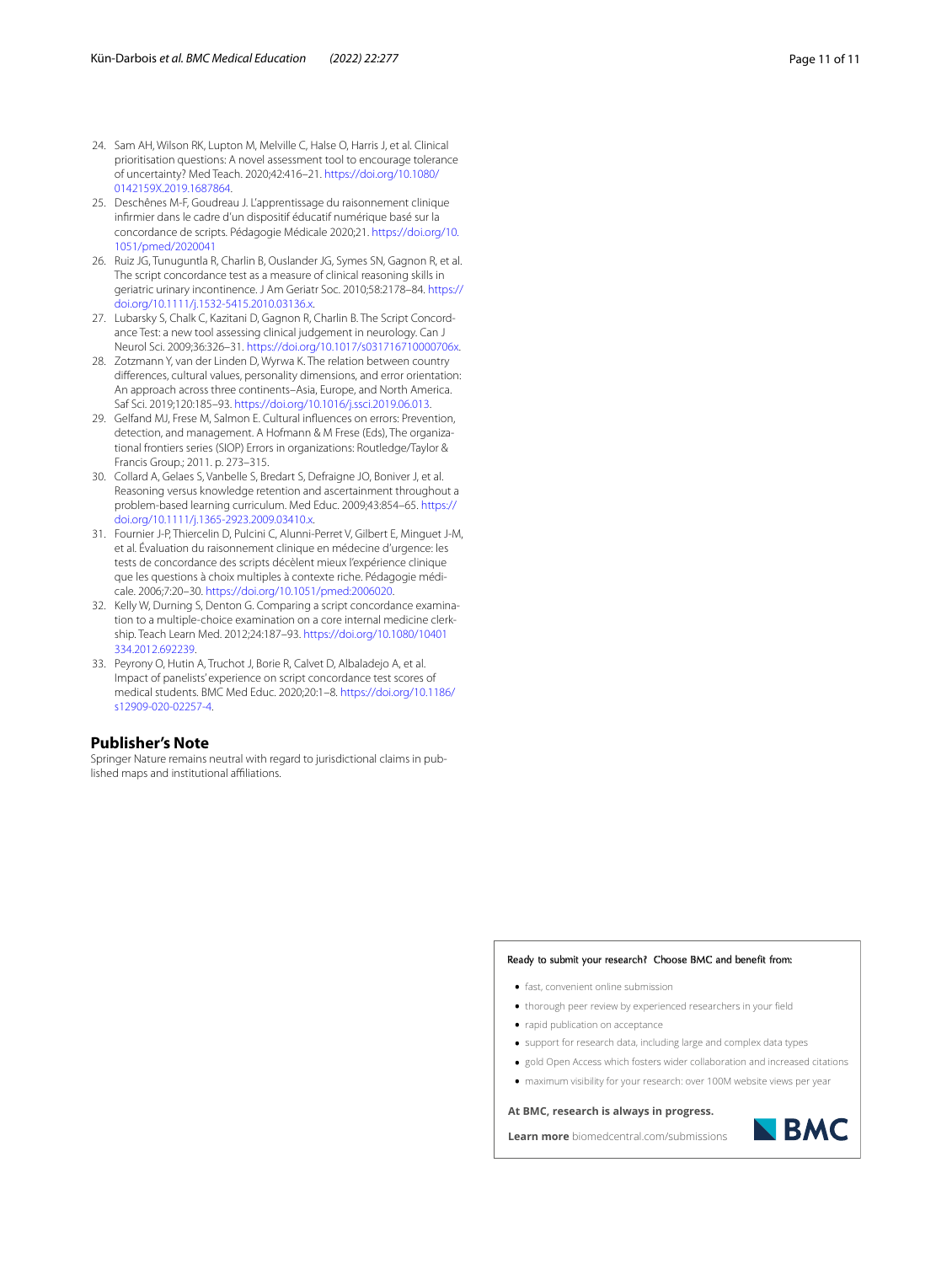24. Sam AH, Wilson RK, Lupton M, Melville C, Halse O, Harris J, et al. Clinical prioritisation questions: A novel assessment tool to encourage tolerance of uncertainty? Med Teach. 2020;42:416–21. https://doi.org/10.1080/0142159X.2019.1687864.
25. Deschênes M-F, Goudreau J. L'apprentissage du raisonnement clinique infirmier dans le cadre d'un dispositif éducatif numérique basé sur la concordance de scripts. Pédagogie Médicale 2020;21. https://doi.org/10.1051/pmed/2020041
26. Ruiz JG, Tunuguntla R, Charlin B, Ouslander JG, Symes SN, Gagnon R, et al. The script concordance test as a measure of clinical reasoning skills in geriatric urinary incontinence. J Am Geriatr Soc. 2010;58:2178–84. https://doi.org/10.1111/j.1532-5415.2010.03136.x.
27. Lubarsky S, Chalk C, Kazitani D, Gagnon R, Charlin B. The Script Concordance Test: a new tool assessing clinical judgement in neurology. Can J Neurol Sci. 2009;36:326–31. https://doi.org/10.1017/s031716710000706x.
28. Zotzmann Y, van der Linden D, Wyrwa K. The relation between country differences, cultural values, personality dimensions, and error orientation: An approach across three continents–Asia, Europe, and North America. Saf Sci. 2019;120:185–93. https://doi.org/10.1016/j.ssci.2019.06.013.
29. Gelfand MJ, Frese M, Salmon E. Cultural influences on errors: Prevention, detection, and management. A Hofmann & M Frese (Eds), The organizational frontiers series (SIOP) Errors in organizations: Routledge/Taylor & Francis Group.; 2011. p. 273–315.
30. Collard A, Gelaes S, Vanbelle S, Bredart S, Defraigne JO, Boniver J, et al. Reasoning versus knowledge retention and ascertainment throughout a problem-based learning curriculum. Med Educ. 2009;43:854–65. https://doi.org/10.1111/j.1365-2923.2009.03410.x.
31. Fournier J-P, Thiercelin D, Pulcini C, Alunni-Perret V, Gilbert E, Minguet J-M, et al. Évaluation du raisonnement clinique en médecine d'urgence: les tests de concordance des scripts décèlent mieux l'expérience clinique que les questions à choix multiples à contexte riche. Pédagogie médicale. 2006;7:20–30. https://doi.org/10.1051/pmed:2006020.
32. Kelly W, Durning S, Denton G. Comparing a script concordance examination to a multiple-choice examination on a core internal medicine clerkship. Teach Learn Med. 2012;24:187–93. https://doi.org/10.1080/10401334.2012.692239.
33. Peyrony O, Hutin A, Truchot J, Borie R, Calvet D, Albaladejo A, et al. Impact of panelists' experience on script concordance test scores of medical students. BMC Med Educ. 2020;20:1–8. https://doi.org/10.1186/s12909-020-02257-4.

## Publisher's Note

Springer Nature remains neutral with regard to jurisdictional claims in published maps and institutional affiliations.

Ready to submit your research? Choose BMC and benefit from:

- fast, convenient online submission
- thorough peer review by experienced researchers in your field
- rapid publication on acceptance
- support for research data, including large and complex data types
- gold Open Access which fosters wider collaboration and increased citations
- maximum visibility for your research: over 100M website views per year

**At BMC, research is always in progress.**

**Learn more** biomedcentral.com/submissions

BMC